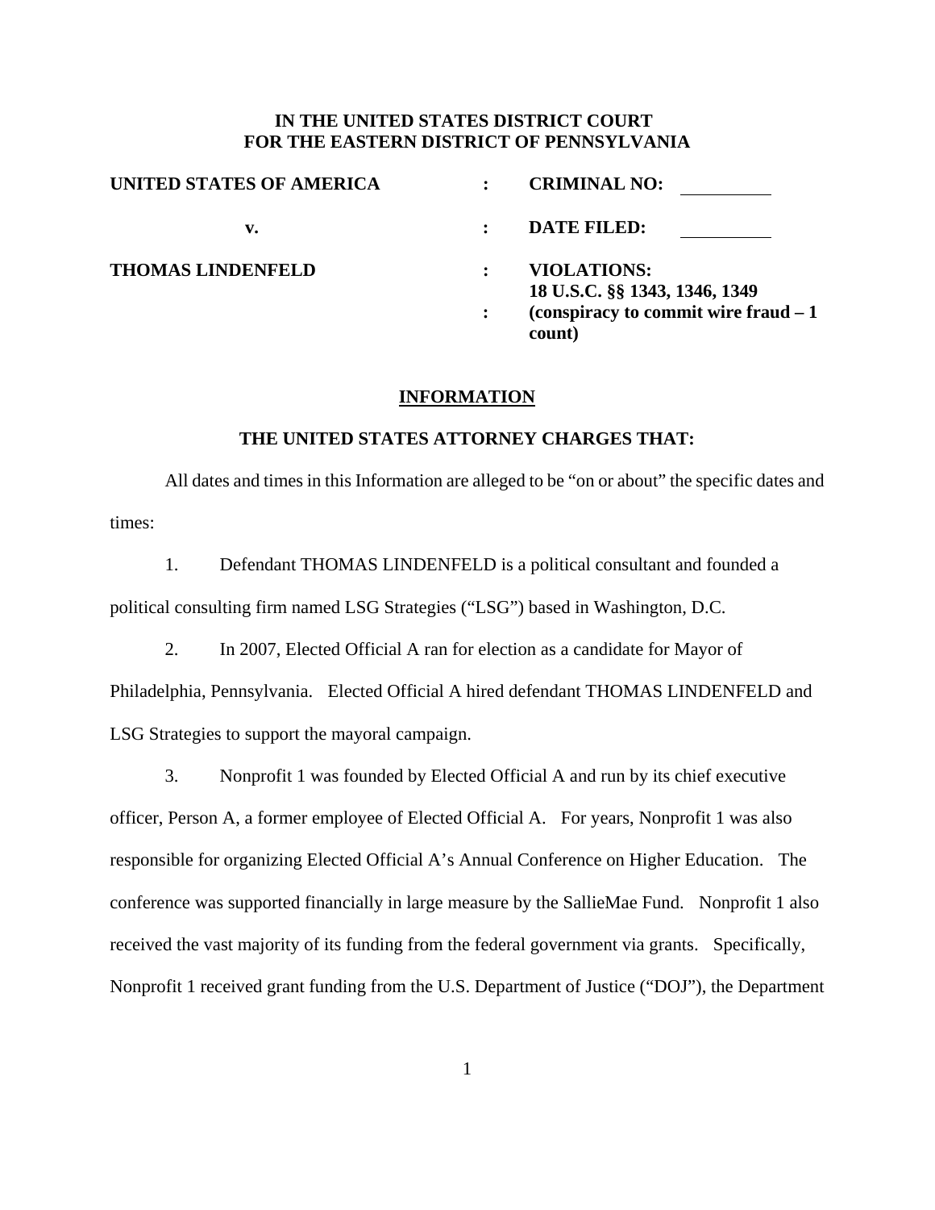**IN THE UNITED STATES DISTRICT COURT**
**FOR THE EASTERN DISTRICT OF PENNSYLVANIA**

| | | |
|---|---|---|
| **UNITED STATES OF AMERICA** | : | **CRIMINAL NO:** ________ |
| **v.** | : | **DATE FILED:** ________ |
| **THOMAS LINDENFELD** | : | **VIOLATIONS:** **18 U.S.C. §§ 1343, 1346, 1349** |
| | : | **(conspiracy to commit wire fraud – 1 count)** |

## INFORMATION

### THE UNITED STATES ATTORNEY CHARGES THAT:

All dates and times in this Information are alleged to be "on or about" the specific dates and times:

1. Defendant THOMAS LINDENFELD is a political consultant and founded a political consulting firm named LSG Strategies ("LSG") based in Washington, D.C.

2. In 2007, Elected Official A ran for election as a candidate for Mayor of Philadelphia, Pennsylvania. Elected Official A hired defendant THOMAS LINDENFELD and LSG Strategies to support the mayoral campaign.

3. Nonprofit 1 was founded by Elected Official A and run by its chief executive officer, Person A, a former employee of Elected Official A. For years, Nonprofit 1 was also responsible for organizing Elected Official A's Annual Conference on Higher Education. The conference was supported financially in large measure by the SallieMae Fund. Nonprofit 1 also received the vast majority of its funding from the federal government via grants. Specifically, Nonprofit 1 received grant funding from the U.S. Department of Justice ("DOJ"), the Department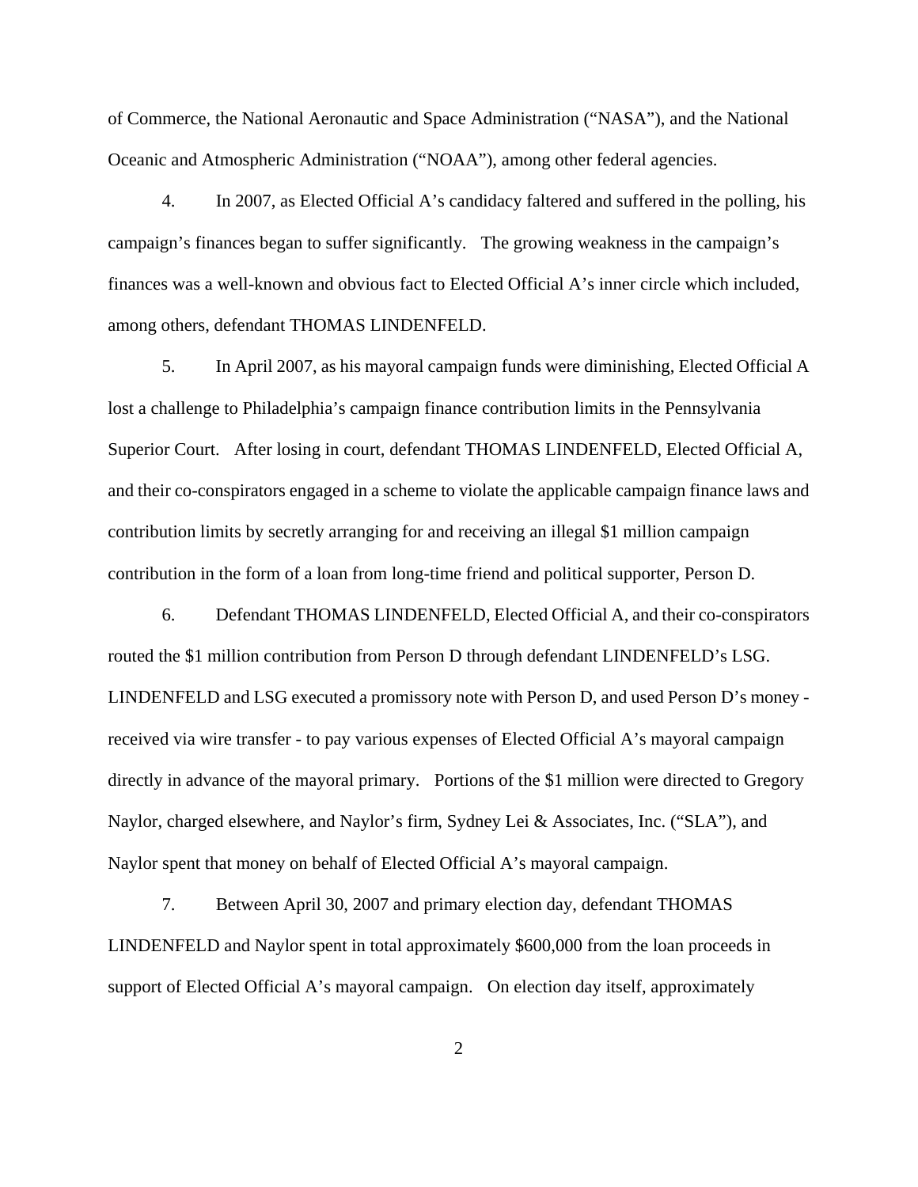of Commerce, the National Aeronautic and Space Administration ("NASA"), and the National Oceanic and Atmospheric Administration ("NOAA"), among other federal agencies.

4. In 2007, as Elected Official A's candidacy faltered and suffered in the polling, his campaign's finances began to suffer significantly. The growing weakness in the campaign's finances was a well-known and obvious fact to Elected Official A's inner circle which included, among others, defendant THOMAS LINDENFELD.

5. In April 2007, as his mayoral campaign funds were diminishing, Elected Official A lost a challenge to Philadelphia's campaign finance contribution limits in the Pennsylvania Superior Court. After losing in court, defendant THOMAS LINDENFELD, Elected Official A, and their co-conspirators engaged in a scheme to violate the applicable campaign finance laws and contribution limits by secretly arranging for and receiving an illegal $1 million campaign contribution in the form of a loan from long-time friend and political supporter, Person D.

6. Defendant THOMAS LINDENFELD, Elected Official A, and their co-conspirators routed the $1 million contribution from Person D through defendant LINDENFELD's LSG. LINDENFELD and LSG executed a promissory note with Person D, and used Person D's money - received via wire transfer - to pay various expenses of Elected Official A's mayoral campaign directly in advance of the mayoral primary. Portions of the $1 million were directed to Gregory Naylor, charged elsewhere, and Naylor's firm, Sydney Lei & Associates, Inc. ("SLA"), and Naylor spent that money on behalf of Elected Official A's mayoral campaign.

7. Between April 30, 2007 and primary election day, defendant THOMAS LINDENFELD and Naylor spent in total approximately $600,000 from the loan proceeds in support of Elected Official A's mayoral campaign. On election day itself, approximately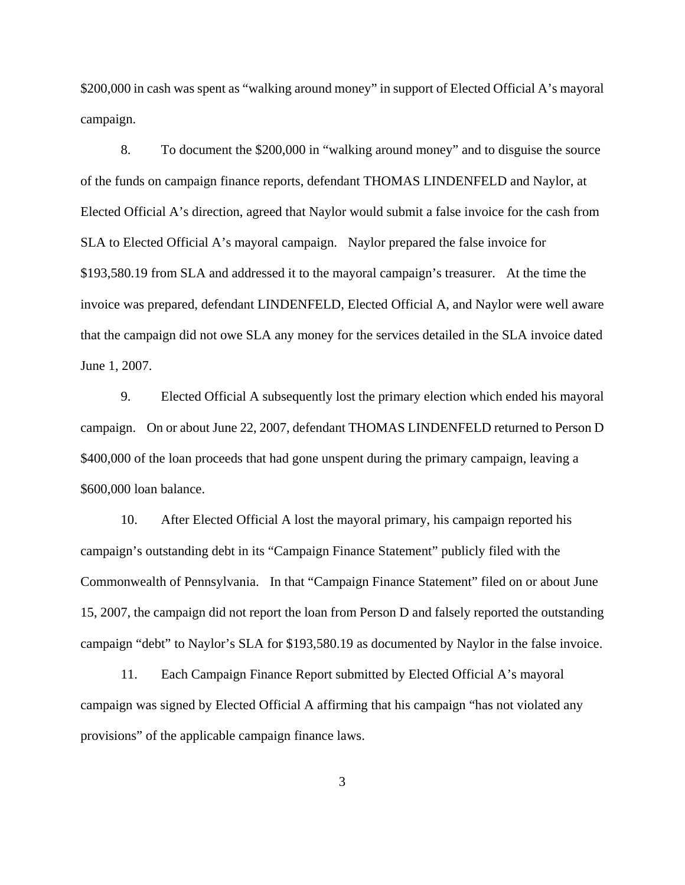$200,000 in cash was spent as "walking around money" in support of Elected Official A's mayoral campaign.

8. To document the $200,000 in "walking around money" and to disguise the source of the funds on campaign finance reports, defendant THOMAS LINDENFELD and Naylor, at Elected Official A's direction, agreed that Naylor would submit a false invoice for the cash from SLA to Elected Official A's mayoral campaign. Naylor prepared the false invoice for $193,580.19 from SLA and addressed it to the mayoral campaign's treasurer. At the time the invoice was prepared, defendant LINDENFELD, Elected Official A, and Naylor were well aware that the campaign did not owe SLA any money for the services detailed in the SLA invoice dated June 1, 2007.

9. Elected Official A subsequently lost the primary election which ended his mayoral campaign. On or about June 22, 2007, defendant THOMAS LINDENFELD returned to Person D $400,000 of the loan proceeds that had gone unspent during the primary campaign, leaving a $600,000 loan balance.

10. After Elected Official A lost the mayoral primary, his campaign reported his campaign's outstanding debt in its "Campaign Finance Statement" publicly filed with the Commonwealth of Pennsylvania. In that "Campaign Finance Statement" filed on or about June 15, 2007, the campaign did not report the loan from Person D and falsely reported the outstanding campaign "debt" to Naylor's SLA for $193,580.19 as documented by Naylor in the false invoice.

11. Each Campaign Finance Report submitted by Elected Official A's mayoral campaign was signed by Elected Official A affirming that his campaign "has not violated any provisions" of the applicable campaign finance laws.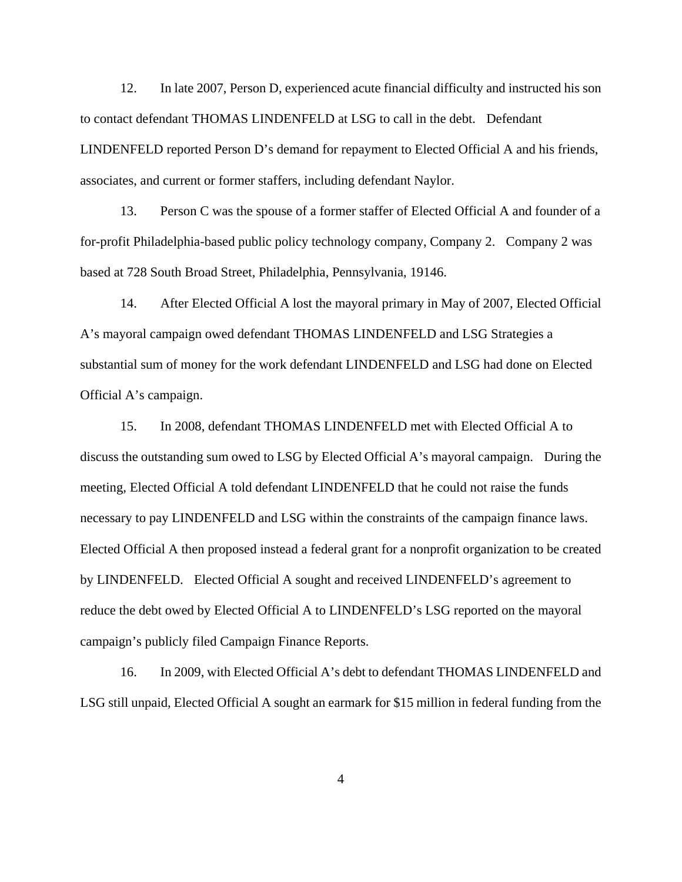12. In late 2007, Person D, experienced acute financial difficulty and instructed his son to contact defendant THOMAS LINDENFELD at LSG to call in the debt. Defendant LINDENFELD reported Person D's demand for repayment to Elected Official A and his friends, associates, and current or former staffers, including defendant Naylor.

13. Person C was the spouse of a former staffer of Elected Official A and founder of a for-profit Philadelphia-based public policy technology company, Company 2. Company 2 was based at 728 South Broad Street, Philadelphia, Pennsylvania, 19146.

14. After Elected Official A lost the mayoral primary in May of 2007, Elected Official A's mayoral campaign owed defendant THOMAS LINDENFELD and LSG Strategies a substantial sum of money for the work defendant LINDENFELD and LSG had done on Elected Official A's campaign.

15. In 2008, defendant THOMAS LINDENFELD met with Elected Official A to discuss the outstanding sum owed to LSG by Elected Official A's mayoral campaign. During the meeting, Elected Official A told defendant LINDENFELD that he could not raise the funds necessary to pay LINDENFELD and LSG within the constraints of the campaign finance laws. Elected Official A then proposed instead a federal grant for a nonprofit organization to be created by LINDENFELD. Elected Official A sought and received LINDENFELD's agreement to reduce the debt owed by Elected Official A to LINDENFELD's LSG reported on the mayoral campaign's publicly filed Campaign Finance Reports.

16. In 2009, with Elected Official A's debt to defendant THOMAS LINDENFELD and LSG still unpaid, Elected Official A sought an earmark for $15 million in federal funding from the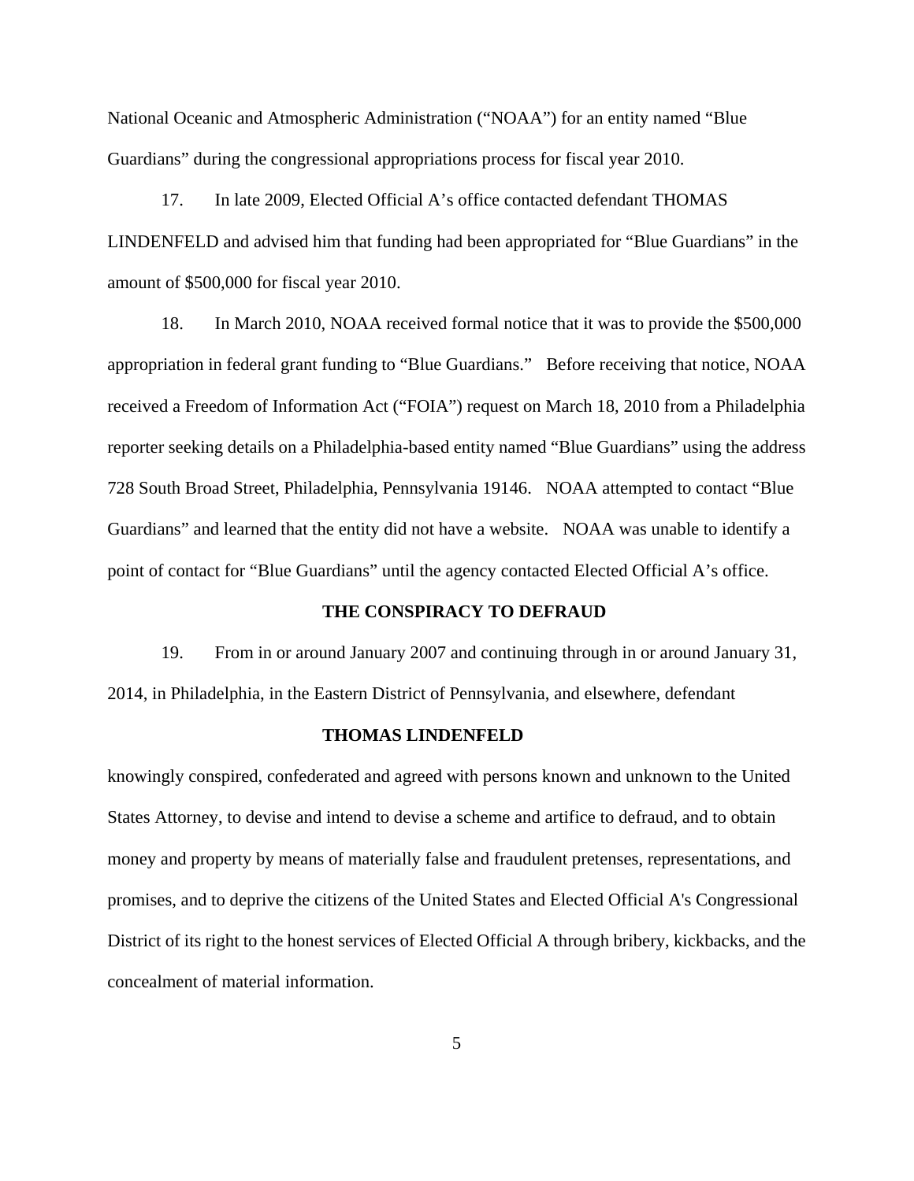National Oceanic and Atmospheric Administration ("NOAA") for an entity named "Blue Guardians" during the congressional appropriations process for fiscal year 2010.

17. In late 2009, Elected Official A's office contacted defendant THOMAS LINDENFELD and advised him that funding had been appropriated for "Blue Guardians" in the amount of $500,000 for fiscal year 2010.

18. In March 2010, NOAA received formal notice that it was to provide the $500,000 appropriation in federal grant funding to "Blue Guardians." Before receiving that notice, NOAA received a Freedom of Information Act ("FOIA") request on March 18, 2010 from a Philadelphia reporter seeking details on a Philadelphia-based entity named "Blue Guardians" using the address 728 South Broad Street, Philadelphia, Pennsylvania 19146. NOAA attempted to contact "Blue Guardians" and learned that the entity did not have a website. NOAA was unable to identify a point of contact for "Blue Guardians" until the agency contacted Elected Official A's office.

**THE CONSPIRACY TO DEFRAUD**

19. From in or around January 2007 and continuing through in or around January 31, 2014, in Philadelphia, in the Eastern District of Pennsylvania, and elsewhere, defendant

**THOMAS LINDENFELD**

knowingly conspired, confederated and agreed with persons known and unknown to the United States Attorney, to devise and intend to devise a scheme and artifice to defraud, and to obtain money and property by means of materially false and fraudulent pretenses, representations, and promises, and to deprive the citizens of the United States and Elected Official A's Congressional District of its right to the honest services of Elected Official A through bribery, kickbacks, and the concealment of material information.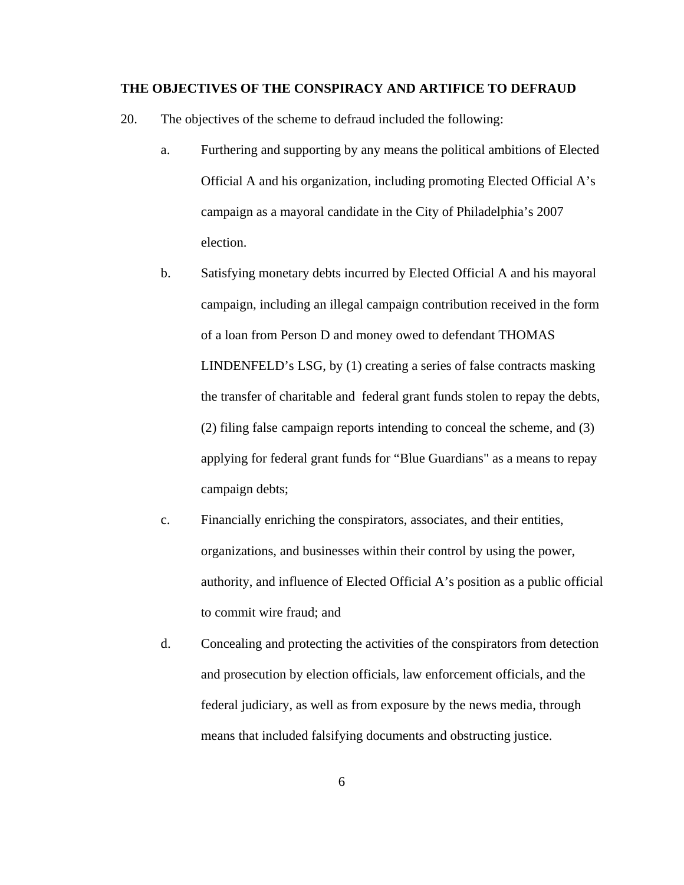**THE OBJECTIVES OF THE CONSPIRACY AND ARTIFICE TO DEFRAUD**

20. The objectives of the scheme to defraud included the following:

   a. Furthering and supporting by any means the political ambitions of Elected Official A and his organization, including promoting Elected Official A's campaign as a mayoral candidate in the City of Philadelphia's 2007 election.

   b. Satisfying monetary debts incurred by Elected Official A and his mayoral campaign, including an illegal campaign contribution received in the form of a loan from Person D and money owed to defendant THOMAS LINDENFELD's LSG, by (1) creating a series of false contracts masking the transfer of charitable and federal grant funds stolen to repay the debts, (2) filing false campaign reports intending to conceal the scheme, and (3) applying for federal grant funds for "Blue Guardians" as a means to repay campaign debts;

   c. Financially enriching the conspirators, associates, and their entities, organizations, and businesses within their control by using the power, authority, and influence of Elected Official A's position as a public official to commit wire fraud; and

   d. Concealing and protecting the activities of the conspirators from detection and prosecution by election officials, law enforcement officials, and the federal judiciary, as well as from exposure by the news media, through means that included falsifying documents and obstructing justice.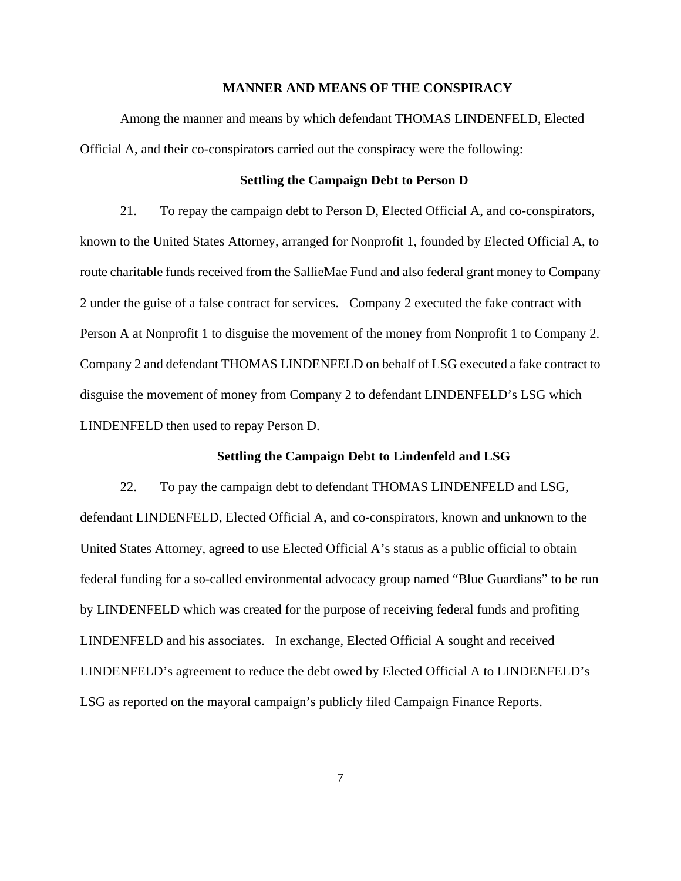## MANNER AND MEANS OF THE CONSPIRACY

Among the manner and means by which defendant THOMAS LINDENFELD, Elected Official A, and their co-conspirators carried out the conspiracy were the following:

### Settling the Campaign Debt to Person D

21. To repay the campaign debt to Person D, Elected Official A, and co-conspirators, known to the United States Attorney, arranged for Nonprofit 1, founded by Elected Official A, to route charitable funds received from the SallieMae Fund and also federal grant money to Company 2 under the guise of a false contract for services. Company 2 executed the fake contract with Person A at Nonprofit 1 to disguise the movement of the money from Nonprofit 1 to Company 2. Company 2 and defendant THOMAS LINDENFELD on behalf of LSG executed a fake contract to disguise the movement of money from Company 2 to defendant LINDENFELD's LSG which LINDENFELD then used to repay Person D.

### Settling the Campaign Debt to Lindenfeld and LSG

22. To pay the campaign debt to defendant THOMAS LINDENFELD and LSG, defendant LINDENFELD, Elected Official A, and co-conspirators, known and unknown to the United States Attorney, agreed to use Elected Official A's status as a public official to obtain federal funding for a so-called environmental advocacy group named "Blue Guardians" to be run by LINDENFELD which was created for the purpose of receiving federal funds and profiting LINDENFELD and his associates. In exchange, Elected Official A sought and received LINDENFELD's agreement to reduce the debt owed by Elected Official A to LINDENFELD's LSG as reported on the mayoral campaign's publicly filed Campaign Finance Reports.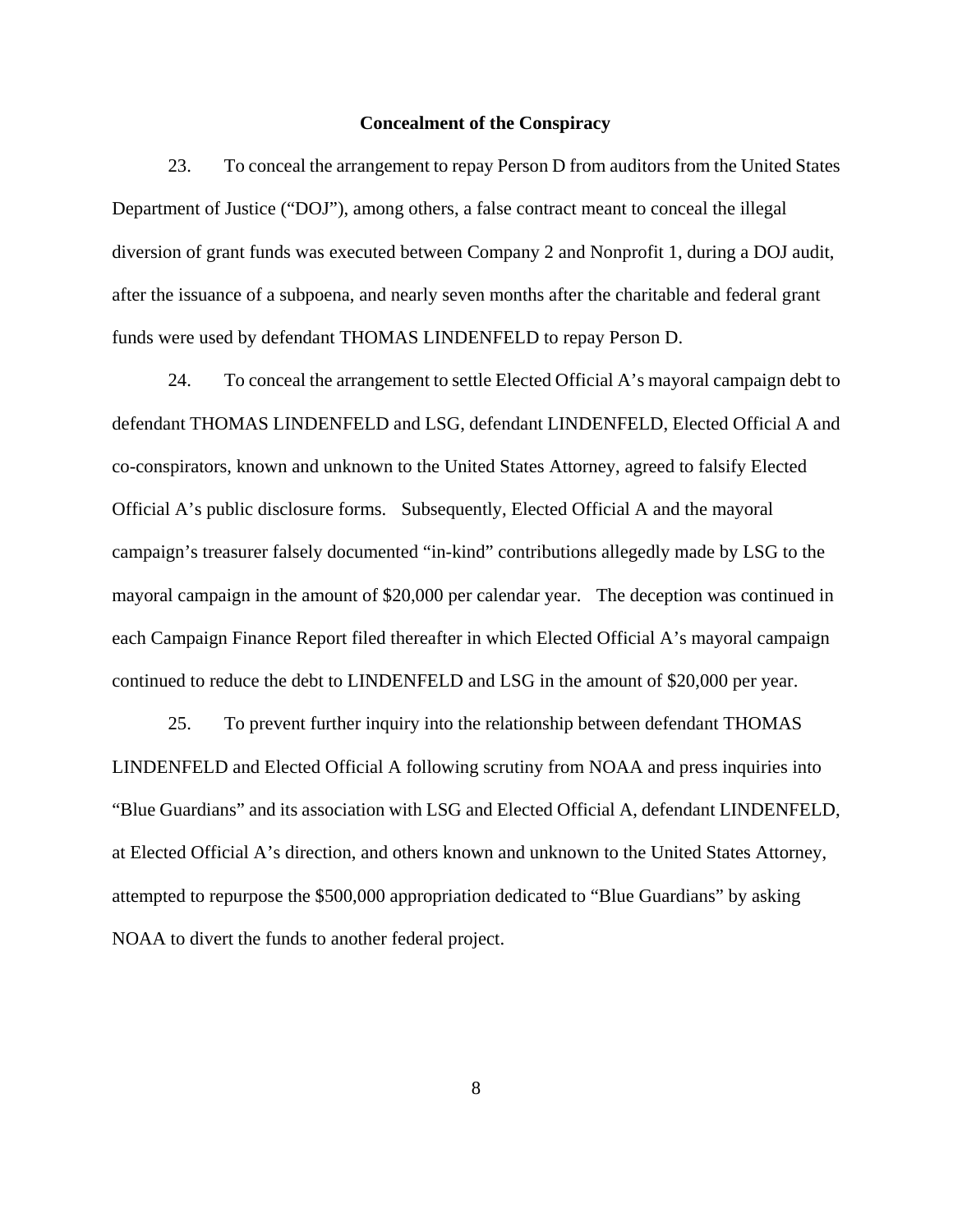**Concealment of the Conspiracy**

23. To conceal the arrangement to repay Person D from auditors from the United States Department of Justice ("DOJ"), among others, a false contract meant to conceal the illegal diversion of grant funds was executed between Company 2 and Nonprofit 1, during a DOJ audit, after the issuance of a subpoena, and nearly seven months after the charitable and federal grant funds were used by defendant THOMAS LINDENFELD to repay Person D.

24. To conceal the arrangement to settle Elected Official A's mayoral campaign debt to defendant THOMAS LINDENFELD and LSG, defendant LINDENFELD, Elected Official A and co-conspirators, known and unknown to the United States Attorney, agreed to falsify Elected Official A's public disclosure forms. Subsequently, Elected Official A and the mayoral campaign's treasurer falsely documented "in-kind" contributions allegedly made by LSG to the mayoral campaign in the amount of $20,000 per calendar year. The deception was continued in each Campaign Finance Report filed thereafter in which Elected Official A's mayoral campaign continued to reduce the debt to LINDENFELD and LSG in the amount of $20,000 per year.

25. To prevent further inquiry into the relationship between defendant THOMAS LINDENFELD and Elected Official A following scrutiny from NOAA and press inquiries into "Blue Guardians" and its association with LSG and Elected Official A, defendant LINDENFELD, at Elected Official A's direction, and others known and unknown to the United States Attorney, attempted to repurpose the $500,000 appropriation dedicated to "Blue Guardians" by asking NOAA to divert the funds to another federal project.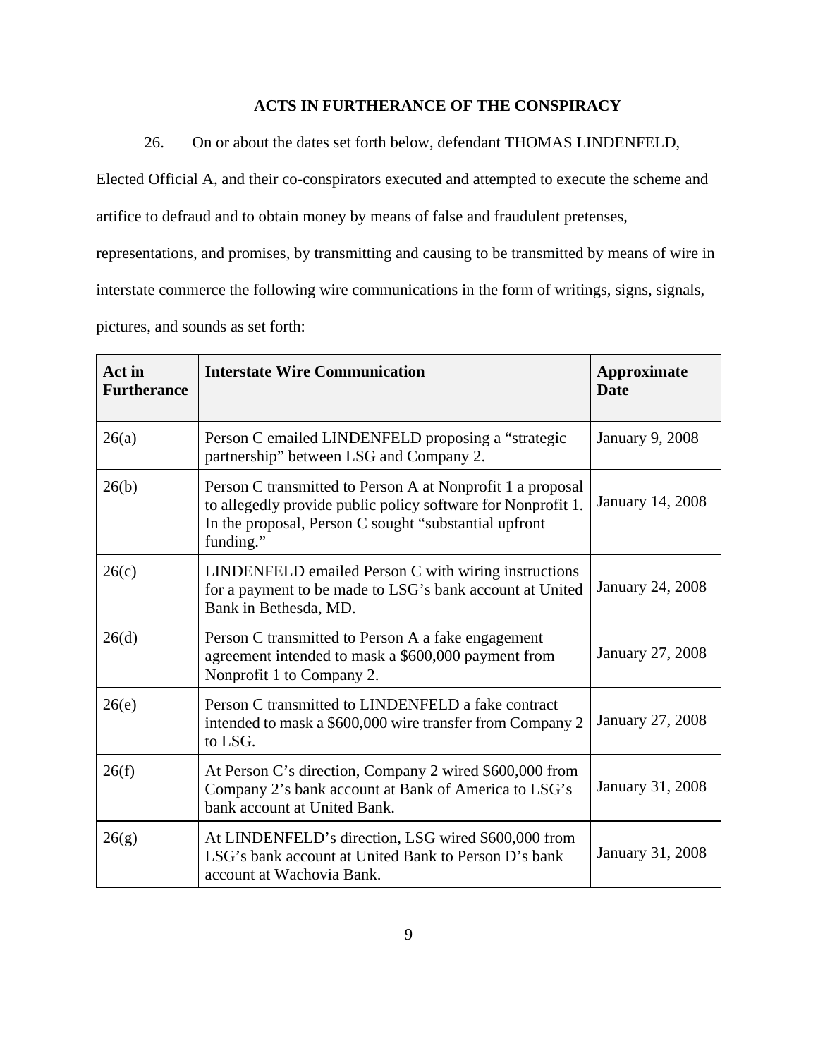## ACTS IN FURTHERANCE OF THE CONSPIRACY

26. On or about the dates set forth below, defendant THOMAS LINDENFELD, Elected Official A, and their co-conspirators executed and attempted to execute the scheme and artifice to defraud and to obtain money by means of false and fraudulent pretenses, representations, and promises, by transmitting and causing to be transmitted by means of wire in interstate commerce the following wire communications in the form of writings, signs, signals, pictures, and sounds as set forth:

| Act in Furtherance | Interstate Wire Communication | Approximate Date |
| --- | --- | --- |
| 26(a) | Person C emailed LINDENFELD proposing a "strategic partnership" between LSG and Company 2. | January 9, 2008 |
| 26(b) | Person C transmitted to Person A at Nonprofit 1 a proposal to allegedly provide public policy software for Nonprofit 1. In the proposal, Person C sought "substantial upfront funding." | January 14, 2008 |
| 26(c) | LINDENFELD emailed Person C with wiring instructions for a payment to be made to LSG's bank account at United Bank in Bethesda, MD. | January 24, 2008 |
| 26(d) | Person C transmitted to Person A a fake engagement agreement intended to mask a $600,000 payment from Nonprofit 1 to Company 2. | January 27, 2008 |
| 26(e) | Person C transmitted to LINDENFELD a fake contract intended to mask a $600,000 wire transfer from Company 2 to LSG. | January 27, 2008 |
| 26(f) | At Person C's direction, Company 2 wired $600,000 from Company 2's bank account at Bank of America to LSG's bank account at United Bank. | January 31, 2008 |
| 26(g) | At LINDENFELD's direction, LSG wired $600,000 from LSG's bank account at United Bank to Person D's bank account at Wachovia Bank. | January 31, 2008 |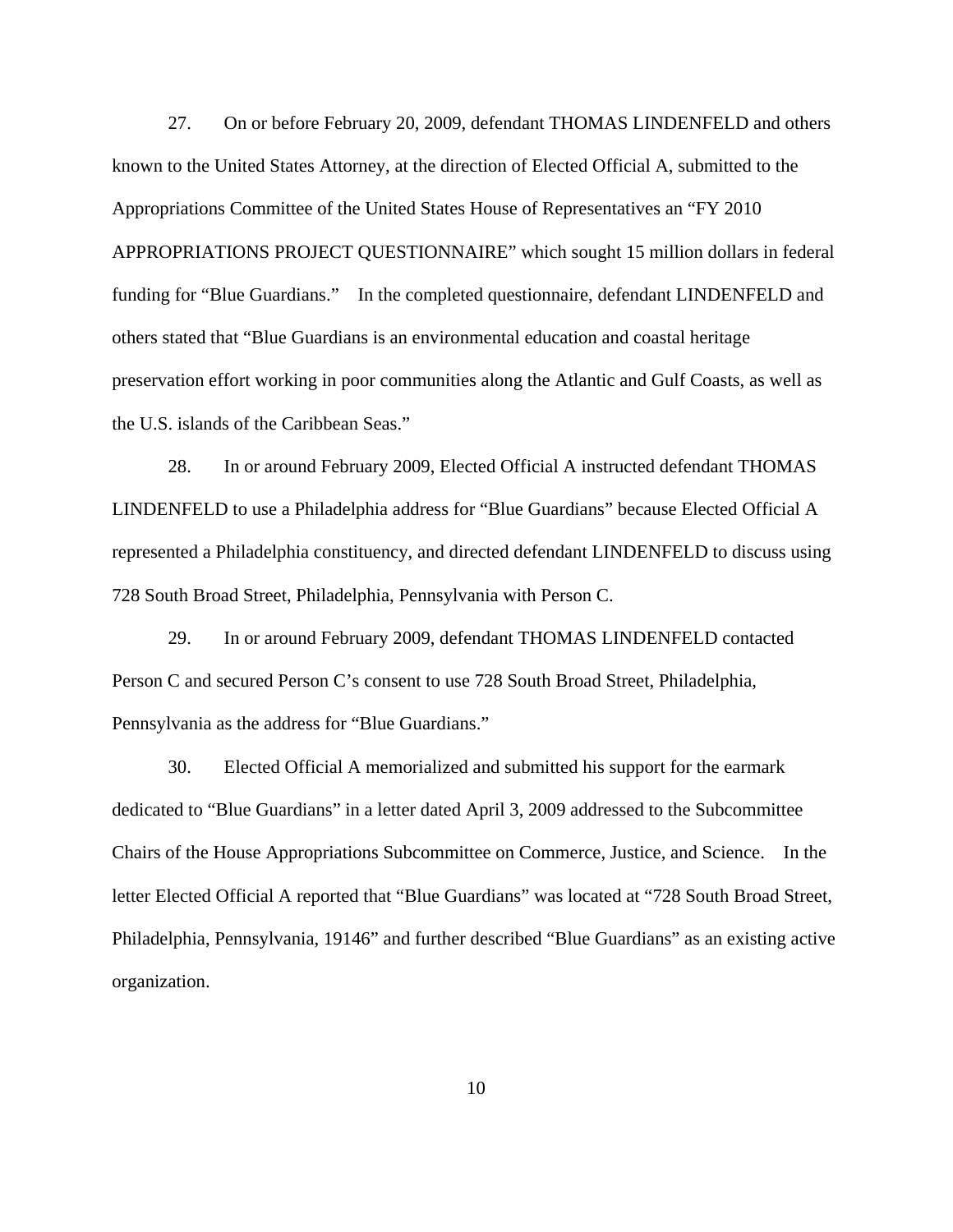27. On or before February 20, 2009, defendant THOMAS LINDENFELD and others known to the United States Attorney, at the direction of Elected Official A, submitted to the Appropriations Committee of the United States House of Representatives an "FY 2010 APPROPRIATIONS PROJECT QUESTIONNAIRE" which sought 15 million dollars in federal funding for "Blue Guardians." In the completed questionnaire, defendant LINDENFELD and others stated that "Blue Guardians is an environmental education and coastal heritage preservation effort working in poor communities along the Atlantic and Gulf Coasts, as well as the U.S. islands of the Caribbean Seas."

28. In or around February 2009, Elected Official A instructed defendant THOMAS LINDENFELD to use a Philadelphia address for "Blue Guardians" because Elected Official A represented a Philadelphia constituency, and directed defendant LINDENFELD to discuss using 728 South Broad Street, Philadelphia, Pennsylvania with Person C.

29. In or around February 2009, defendant THOMAS LINDENFELD contacted Person C and secured Person C's consent to use 728 South Broad Street, Philadelphia, Pennsylvania as the address for "Blue Guardians."

30. Elected Official A memorialized and submitted his support for the earmark dedicated to "Blue Guardians" in a letter dated April 3, 2009 addressed to the Subcommittee Chairs of the House Appropriations Subcommittee on Commerce, Justice, and Science. In the letter Elected Official A reported that "Blue Guardians" was located at "728 South Broad Street, Philadelphia, Pennsylvania, 19146" and further described "Blue Guardians" as an existing active organization.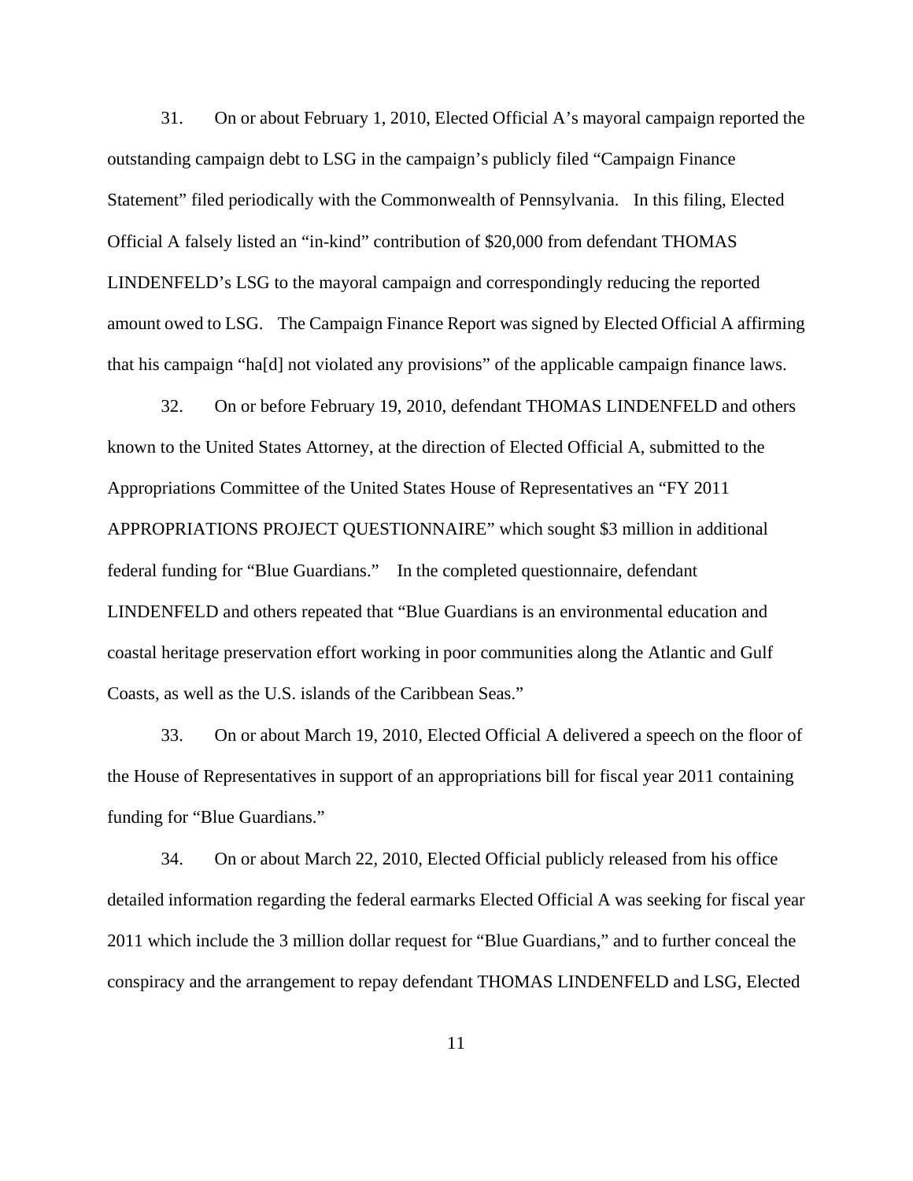31. On or about February 1, 2010, Elected Official A's mayoral campaign reported the outstanding campaign debt to LSG in the campaign's publicly filed "Campaign Finance Statement" filed periodically with the Commonwealth of Pennsylvania. In this filing, Elected Official A falsely listed an "in-kind" contribution of $20,000 from defendant THOMAS LINDENFELD's LSG to the mayoral campaign and correspondingly reducing the reported amount owed to LSG. The Campaign Finance Report was signed by Elected Official A affirming that his campaign "ha[d] not violated any provisions" of the applicable campaign finance laws.

32. On or before February 19, 2010, defendant THOMAS LINDENFELD and others known to the United States Attorney, at the direction of Elected Official A, submitted to the Appropriations Committee of the United States House of Representatives an "FY 2011 APPROPRIATIONS PROJECT QUESTIONNAIRE" which sought $3 million in additional federal funding for "Blue Guardians." In the completed questionnaire, defendant LINDENFELD and others repeated that "Blue Guardians is an environmental education and coastal heritage preservation effort working in poor communities along the Atlantic and Gulf Coasts, as well as the U.S. islands of the Caribbean Seas."

33. On or about March 19, 2010, Elected Official A delivered a speech on the floor of the House of Representatives in support of an appropriations bill for fiscal year 2011 containing funding for "Blue Guardians."

34. On or about March 22, 2010, Elected Official publicly released from his office detailed information regarding the federal earmarks Elected Official A was seeking for fiscal year 2011 which include the 3 million dollar request for "Blue Guardians," and to further conceal the conspiracy and the arrangement to repay defendant THOMAS LINDENFELD and LSG, Elected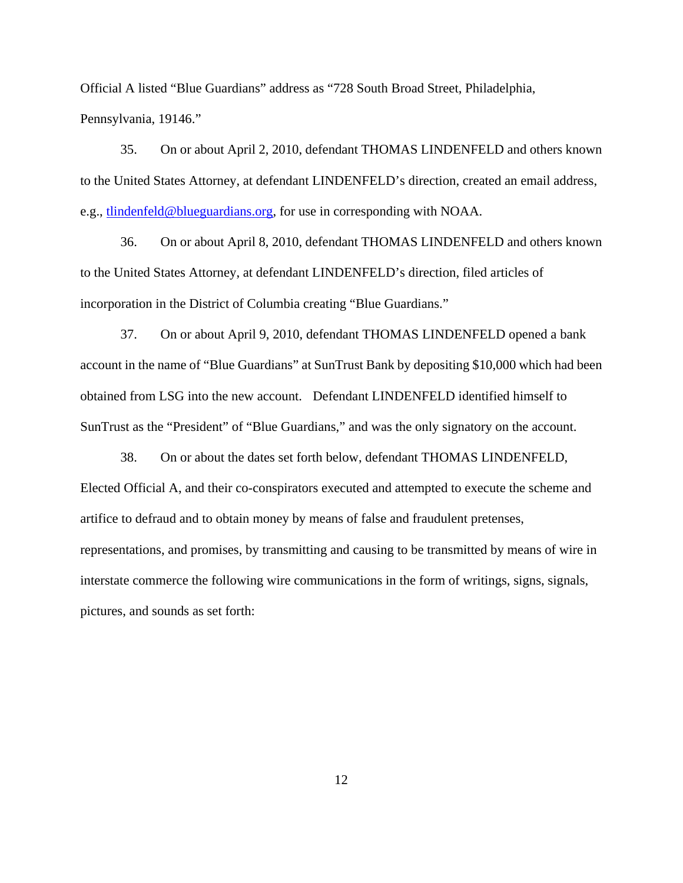Official A listed "Blue Guardians" address as "728 South Broad Street, Philadelphia, Pennsylvania, 19146."

35. On or about April 2, 2010, defendant THOMAS LINDENFELD and others known to the United States Attorney, at defendant LINDENFELD's direction, created an email address, e.g., tlindenfeld@blueguardians.org, for use in corresponding with NOAA.

36. On or about April 8, 2010, defendant THOMAS LINDENFELD and others known to the United States Attorney, at defendant LINDENFELD's direction, filed articles of incorporation in the District of Columbia creating "Blue Guardians."

37. On or about April 9, 2010, defendant THOMAS LINDENFELD opened a bank account in the name of "Blue Guardians" at SunTrust Bank by depositing $10,000 which had been obtained from LSG into the new account. Defendant LINDENFELD identified himself to SunTrust as the "President" of "Blue Guardians," and was the only signatory on the account.

38. On or about the dates set forth below, defendant THOMAS LINDENFELD, Elected Official A, and their co-conspirators executed and attempted to execute the scheme and artifice to defraud and to obtain money by means of false and fraudulent pretenses, representations, and promises, by transmitting and causing to be transmitted by means of wire in interstate commerce the following wire communications in the form of writings, signs, signals, pictures, and sounds as set forth: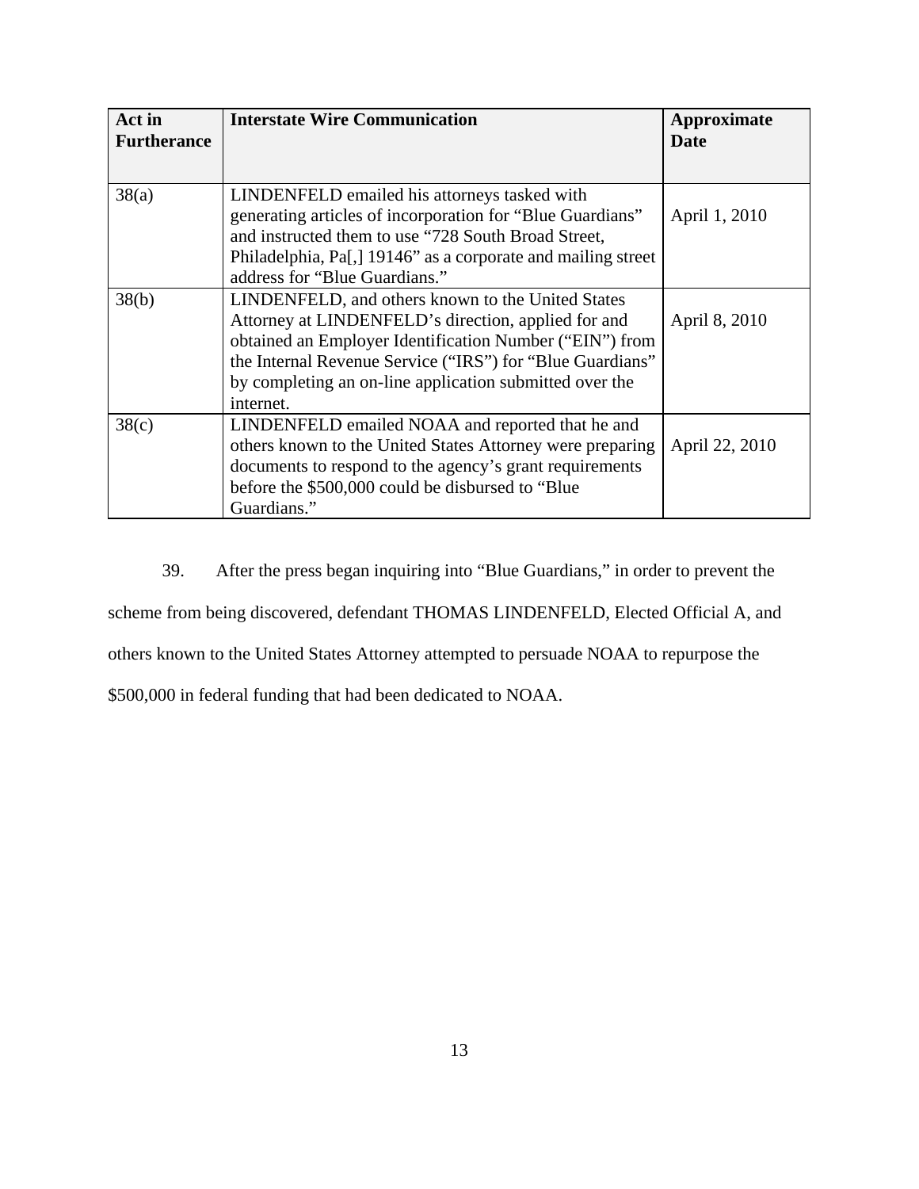| Act in Furtherance | Interstate Wire Communication | Approximate Date |
|---|---|---|
| 38(a) | LINDENFELD emailed his attorneys tasked with generating articles of incorporation for "Blue Guardians" and instructed them to use "728 South Broad Street, Philadelphia, Pa[,] 19146" as a corporate and mailing street address for "Blue Guardians." | April 1, 2010 |
| 38(b) | LINDENFELD, and others known to the United States Attorney at LINDENFELD's direction, applied for and obtained an Employer Identification Number ("EIN") from the Internal Revenue Service ("IRS") for "Blue Guardians" by completing an on-line application submitted over the internet. | April 8, 2010 |
| 38(c) | LINDENFELD emailed NOAA and reported that he and others known to the United States Attorney were preparing documents to respond to the agency's grant requirements before the $500,000 could be disbursed to "Blue Guardians." | April 22, 2010 |

39. After the press began inquiring into "Blue Guardians," in order to prevent the scheme from being discovered, defendant THOMAS LINDENFELD, Elected Official A, and others known to the United States Attorney attempted to persuade NOAA to repurpose the $500,000 in federal funding that had been dedicated to NOAA.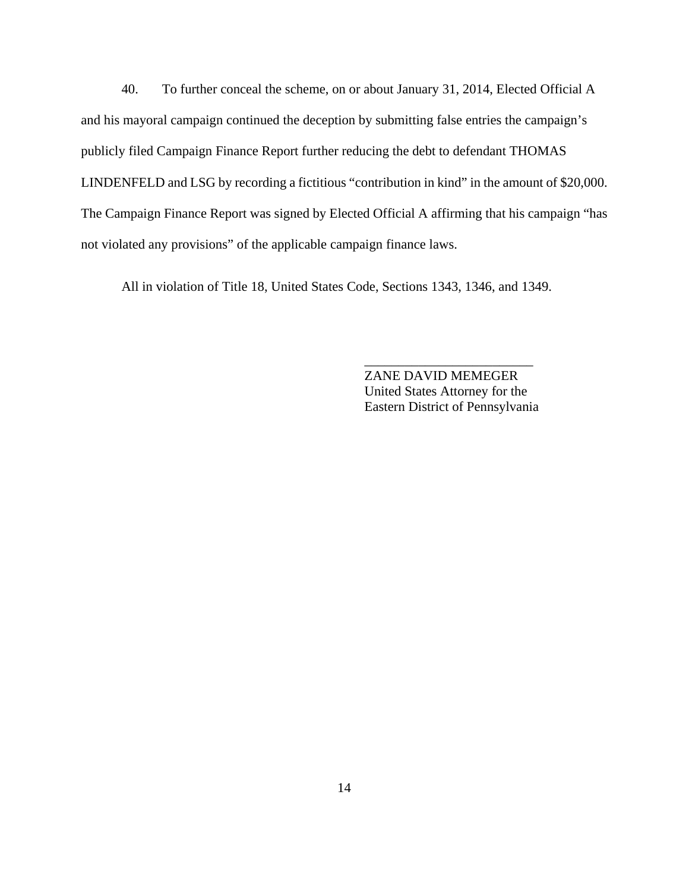40. To further conceal the scheme, on or about January 31, 2014, Elected Official A and his mayoral campaign continued the deception by submitting false entries the campaign's publicly filed Campaign Finance Report further reducing the debt to defendant THOMAS LINDENFELD and LSG by recording a fictitious "contribution in kind" in the amount of $20,000. The Campaign Finance Report was signed by Elected Official A affirming that his campaign "has not violated any provisions" of the applicable campaign finance laws.

All in violation of Title 18, United States Code, Sections 1343, 1346, and 1349.

_________________________
ZANE DAVID MEMEGER
United States Attorney for the
Eastern District of Pennsylvania